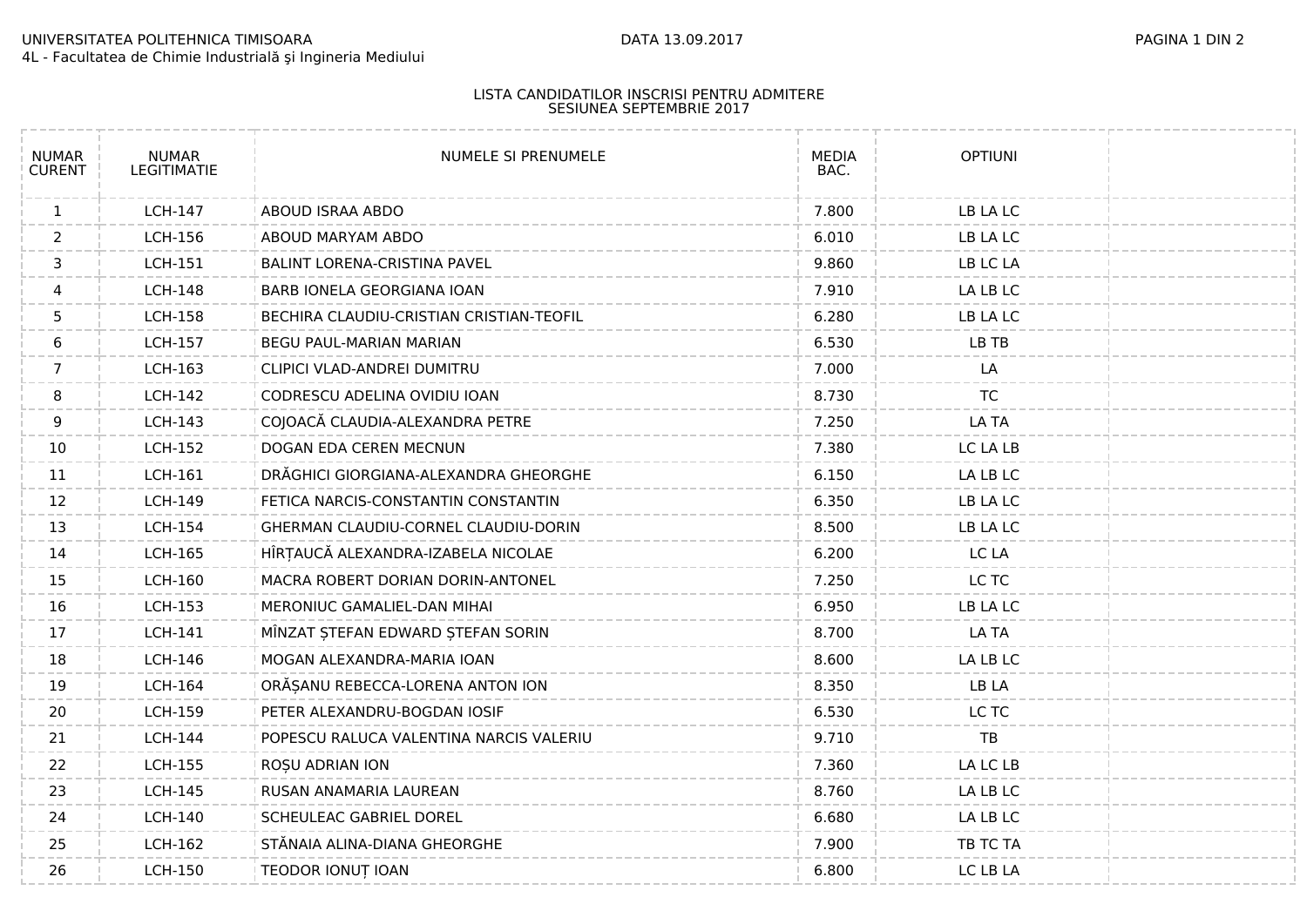UNIVERSITATEA POLITEHNICA TIMISOARA
4L - Facultatea de Chimie Industrială şi Ingineria Mediului

DATA 13.09.2017

## LISTA CANDIDATILOR INSCRISI PENTRU ADMITERE
## SESIUNEA SEPTEMBRIE 2017

| NUMAR CURENT | NUMAR LEGITIMATIE | NUMELE SI PRENUMELE | MEDIA BAC. | OPTIUNI | |
|---|---|---|---|---|---|
| 1 | LCH-147 | ABOUD ISRAA ABDO | 7.800 | LB LA LC | |
| 2 | LCH-156 | ABOUD MARYAM ABDO | 6.010 | LB LA LC | |
| 3 | LCH-151 | BALINT LORENA-CRISTINA PAVEL | 9.860 | LB LC LA | |
| 4 | LCH-148 | BARB IONELA GEORGIANA IOAN | 7.910 | LA LB LC | |
| 5 | LCH-158 | BECHIRA CLAUDIU-CRISTIAN CRISTIAN-TEOFIL | 6.280 | LB LA LC | |
| 6 | LCH-157 | BEGU PAUL-MARIAN MARIAN | 6.530 | LB TB | |
| 7 | LCH-163 | CLIPICI VLAD-ANDREI DUMITRU | 7.000 | LA | |
| 8 | LCH-142 | CODRESCU ADELINA OVIDIU IOAN | 8.730 | TC | |
| 9 | LCH-143 | COJOACĂ CLAUDIA-ALEXANDRA PETRE | 7.250 | LA TA | |
| 10 | LCH-152 | DOGAN EDA CEREN MECNUN | 7.380 | LC LA LB | |
| 11 | LCH-161 | DRĂGHICI GIORGIANA-ALEXANDRA GHEORGHE | 6.150 | LA LB LC | |
| 12 | LCH-149 | FETICA NARCIS-CONSTANTIN CONSTANTIN | 6.350 | LB LA LC | |
| 13 | LCH-154 | GHERMAN CLAUDIU-CORNEL CLAUDIU-DORIN | 8.500 | LB LA LC | |
| 14 | LCH-165 | HÎRȚAUCĂ ALEXANDRA-IZABELA NICOLAE | 6.200 | LC LA | |
| 15 | LCH-160 | MACRA ROBERT DORIAN DORIN-ANTONEL | 7.250 | LC TC | |
| 16 | LCH-153 | MERONIUC GAMALIEL-DAN MIHAI | 6.950 | LB LA LC | |
| 17 | LCH-141 | MÎNZAT ȘTEFAN EDWARD ȘTEFAN SORIN | 8.700 | LA TA | |
| 18 | LCH-146 | MOGAN ALEXANDRA-MARIA IOAN | 8.600 | LA LB LC | |
| 19 | LCH-164 | ORĂȘANU REBECCA-LORENA ANTON ION | 8.350 | LB LA | |
| 20 | LCH-159 | PETER ALEXANDRU-BOGDAN IOSIF | 6.530 | LC TC | |
| 21 | LCH-144 | POPESCU RALUCA VALENTINA NARCIS VALERIU | 9.710 | TB | |
| 22 | LCH-155 | ROȘU ADRIAN ION | 7.360 | LA LC LB | |
| 23 | LCH-145 | RUSAN ANAMARIA LAUREAN | 8.760 | LA LB LC | |
| 24 | LCH-140 | SCHEULEAC GABRIEL DOREL | 6.680 | LA LB LC | |
| 25 | LCH-162 | STĂNAIA ALINA-DIANA GHEORGHE | 7.900 | TB TC TA | |
| 26 | LCH-150 | TEODOR IONUȚ IOAN | 6.800 | LC LB LA | |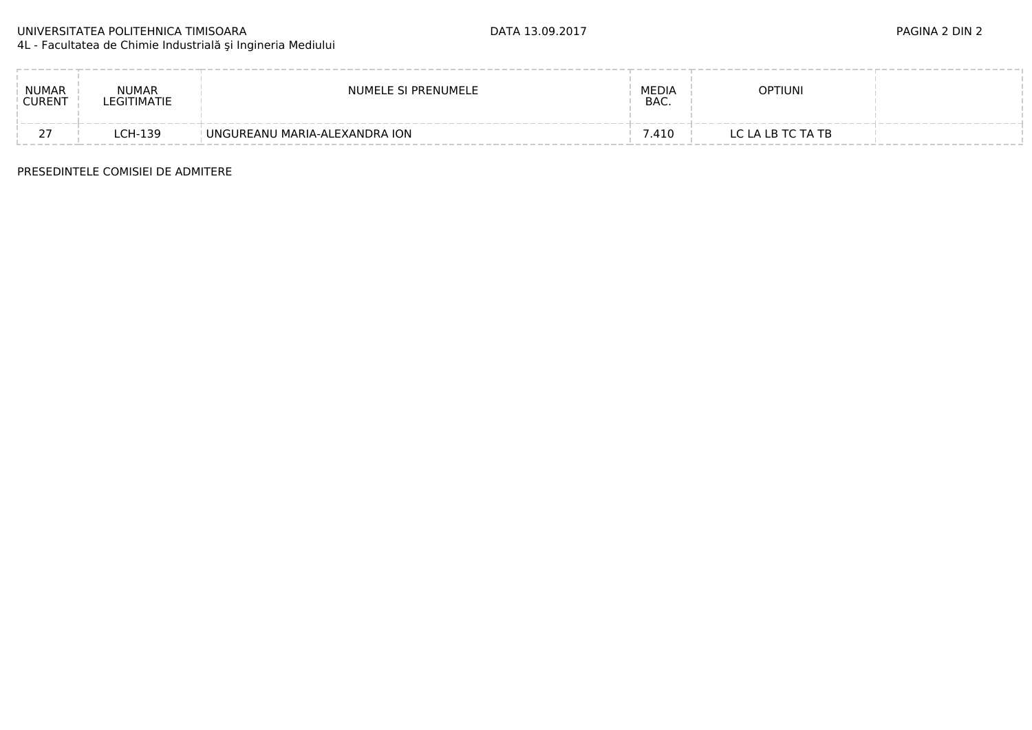| NUMAR CURENT | NUMAR LEGITIMATIE | NUMELE SI PRENUMELE | MEDIA BAC. | OPTIUNI | |
|---|---|---|---|---|---|
| 27 | LCH-139 | UNGUREANU MARIA-ALEXANDRA ION | 7.410 | LC LA LB TC TA TB | |

PRESEDINTELE COMISIEI DE ADMITERE